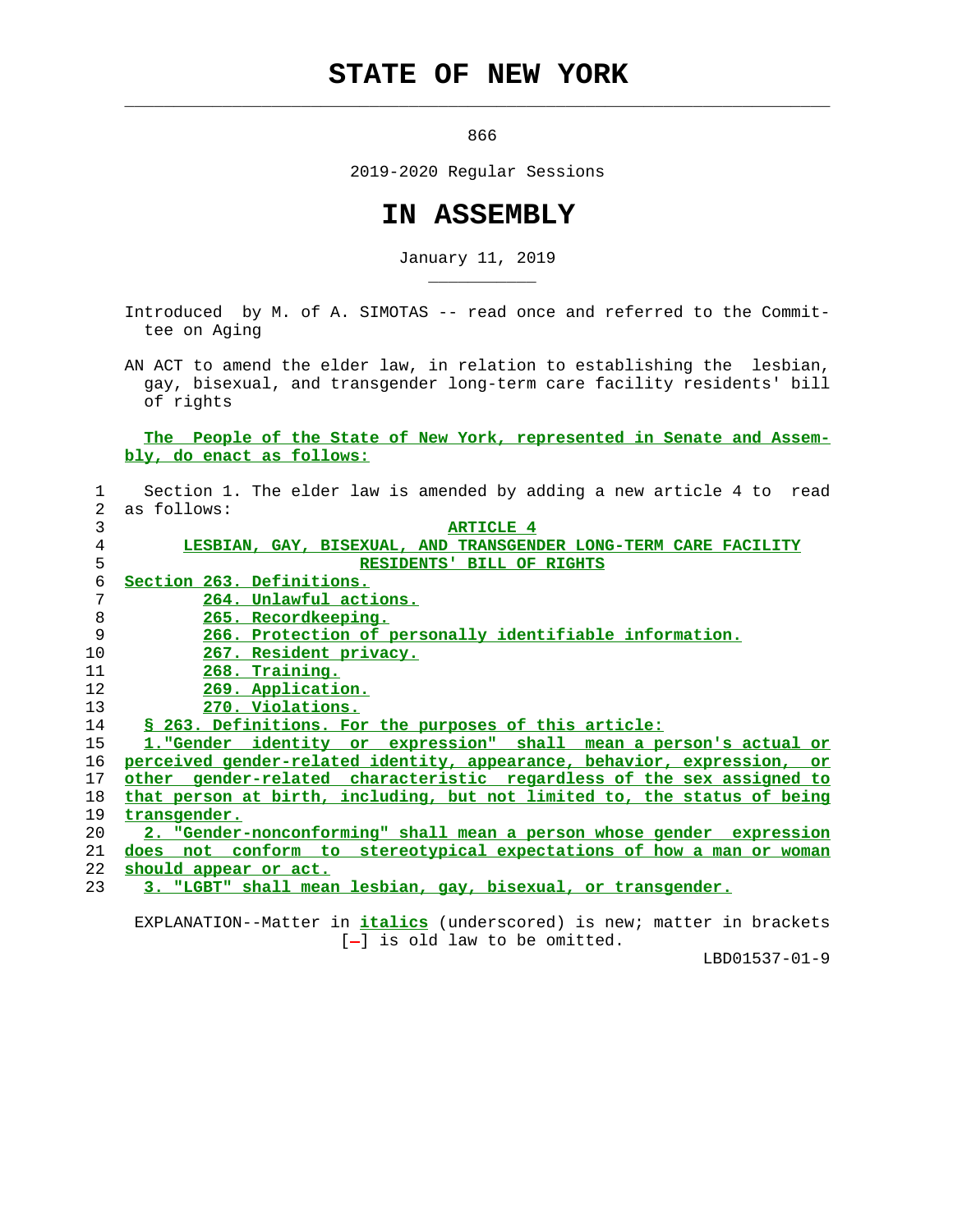# STATE OF NEW YORK

866

2019-2020 Regular Sessions

# IN ASSEMBLY

January 11, 2019

Introduced by M. of A. SIMOTAS -- read once and referred to the Committee on Aging

AN ACT to amend the elder law, in relation to establishing the lesbian, gay, bisexual, and transgender long-term care facility residents' bill of rights

The People of the State of New York, represented in Senate and Assembly, do enact as follows:

Section 1. The elder law is amended by adding a new article 4 to read as follows:

ARTICLE 4

LESBIAN, GAY, BISEXUAL, AND TRANSGENDER LONG-TERM CARE FACILITY RESIDENTS' BILL OF RIGHTS

Section 263. Definitions.
264. Unlawful actions.
265. Recordkeeping.
266. Protection of personally identifiable information.
267. Resident privacy.
268. Training.
269. Application.
270. Violations.

§ 263. Definitions. For the purposes of this article:

1."Gender identity or expression" shall mean a person's actual or perceived gender-related identity, appearance, behavior, expression, or other gender-related characteristic regardless of the sex assigned to that person at birth, including, but not limited to, the status of being transgender.

2. "Gender-nonconforming" shall mean a person whose gender expression does not conform to stereotypical expectations of how a man or woman should appear or act.

3. "LGBT" shall mean lesbian, gay, bisexual, or transgender.

EXPLANATION--Matter in *italics* (underscored) is new; matter in brackets [-] is old law to be omitted.

LBD01537-01-9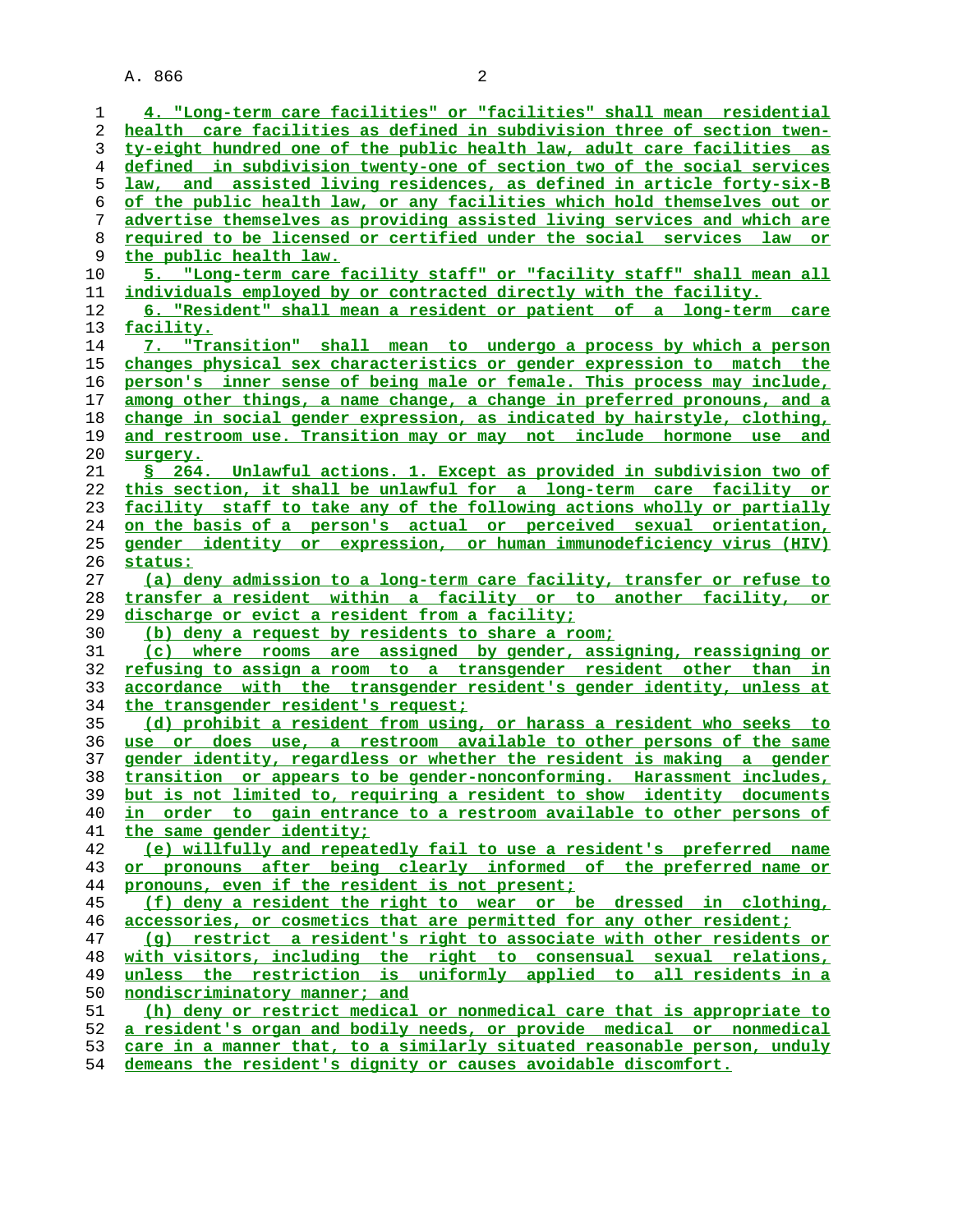4. "Long-term care facilities" or "facilities" shall mean residential health care facilities as defined in subdivision three of section twenty-eight hundred one of the public health law, adult care facilities as defined in subdivision twenty-one of section two of the social services law, and assisted living residences, as defined in article forty-six-B of the public health law, or any facilities which hold themselves out or advertise themselves as providing assisted living services and which are required to be licensed or certified under the social services law or the public health law.

5. "Long-term care facility staff" or "facility staff" shall mean all individuals employed by or contracted directly with the facility.

6. "Resident" shall mean a resident or patient of a long-term care facility.

7. "Transition" shall mean to undergo a process by which a person changes physical sex characteristics or gender expression to match the person's inner sense of being male or female. This process may include, among other things, a name change, a change in preferred pronouns, and a change in social gender expression, as indicated by hairstyle, clothing, and restroom use. Transition may or may not include hormone use and surgery.

§ 264. Unlawful actions. 1. Except as provided in subdivision two of this section, it shall be unlawful for a long-term care facility or facility staff to take any of the following actions wholly or partially on the basis of a person's actual or perceived sexual orientation, gender identity or expression, or human immunodeficiency virus (HIV) status:

(a) deny admission to a long-term care facility, transfer or refuse to transfer a resident within a facility or to another facility, or discharge or evict a resident from a facility;

(b) deny a request by residents to share a room;

(c) where rooms are assigned by gender, assigning, reassigning or refusing to assign a room to a transgender resident other than in accordance with the transgender resident's gender identity, unless at the transgender resident's request;

(d) prohibit a resident from using, or harass a resident who seeks to use or does use, a restroom available to other persons of the same gender identity, regardless or whether the resident is making a gender transition or appears to be gender-nonconforming. Harassment includes, but is not limited to, requiring a resident to show identity documents in order to gain entrance to a restroom available to other persons of the same gender identity;

(e) willfully and repeatedly fail to use a resident's preferred name or pronouns after being clearly informed of the preferred name or pronouns, even if the resident is not present;

(f) deny a resident the right to wear or be dressed in clothing, accessories, or cosmetics that are permitted for any other resident;

(g) restrict a resident's right to associate with other residents or with visitors, including the right to consensual sexual relations, unless the restriction is uniformly applied to all residents in a nondiscriminatory manner; and

(h) deny or restrict medical or nonmedical care that is appropriate to a resident's organ and bodily needs, or provide medical or nonmedical care in a manner that, to a similarly situated reasonable person, unduly demeans the resident's dignity or causes avoidable discomfort.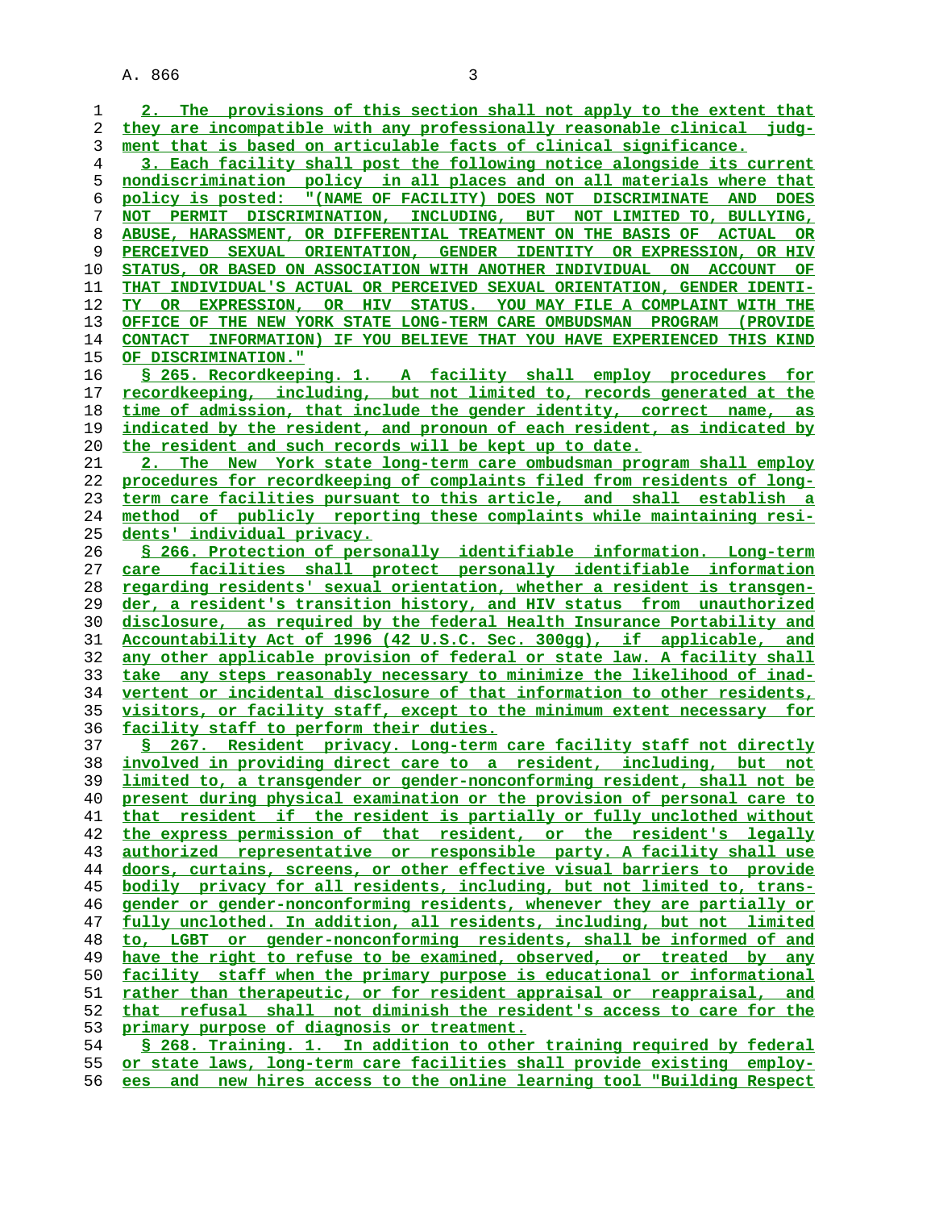2. The provisions of this section shall not apply to the extent that they are incompatible with any professionally reasonable clinical judgment that is based on articulable facts of clinical significance.

3. Each facility shall post the following notice alongside its current nondiscrimination policy in all places and on all materials where that policy is posted: "(NAME OF FACILITY) DOES NOT DISCRIMINATE AND DOES NOT PERMIT DISCRIMINATION, INCLUDING, BUT NOT LIMITED TO, BULLYING, ABUSE, HARASSMENT, OR DIFFERENTIAL TREATMENT ON THE BASIS OF ACTUAL OR PERCEIVED SEXUAL ORIENTATION, GENDER IDENTITY OR EXPRESSION, OR HIV STATUS, OR BASED ON ASSOCIATION WITH ANOTHER INDIVIDUAL ON ACCOUNT OF THAT INDIVIDUAL'S ACTUAL OR PERCEIVED SEXUAL ORIENTATION, GENDER IDENTITY OR EXPRESSION, OR HIV STATUS. YOU MAY FILE A COMPLAINT WITH THE OFFICE OF THE NEW YORK STATE LONG-TERM CARE OMBUDSMAN PROGRAM (PROVIDE CONTACT INFORMATION) IF YOU BELIEVE THAT YOU HAVE EXPERIENCED THIS KIND OF DISCRIMINATION."

§ 265. Recordkeeping. 1. A facility shall employ procedures for recordkeeping, including, but not limited to, records generated at the time of admission, that include the gender identity, correct name, as indicated by the resident, and pronoun of each resident, as indicated by the resident and such records will be kept up to date.

2. The New York state long-term care ombudsman program shall employ procedures for recordkeeping of complaints filed from residents of long-term care facilities pursuant to this article, and shall establish a method of publicly reporting these complaints while maintaining residents' individual privacy.

§ 266. Protection of personally identifiable information. Long-term care facilities shall protect personally identifiable information regarding residents' sexual orientation, whether a resident is transgender, a resident's transition history, and HIV status from unauthorized disclosure, as required by the federal Health Insurance Portability and Accountability Act of 1996 (42 U.S.C. Sec. 300gg), if applicable, and any other applicable provision of federal or state law. A facility shall take any steps reasonably necessary to minimize the likelihood of inadvertent or incidental disclosure of that information to other residents, visitors, or facility staff, except to the minimum extent necessary for facility staff to perform their duties.

§ 267. Resident privacy. Long-term care facility staff not directly involved in providing direct care to a resident, including, but not limited to, a transgender or gender-nonconforming resident, shall not be present during physical examination or the provision of personal care to that resident if the resident is partially or fully unclothed without the express permission of that resident, or the resident's legally authorized representative or responsible party. A facility shall use doors, curtains, screens, or other effective visual barriers to provide bodily privacy for all residents, including, but not limited to, transgender or gender-nonconforming residents, whenever they are partially or fully unclothed. In addition, all residents, including, but not limited to, LGBT or gender-nonconforming residents, shall be informed of and have the right to refuse to be examined, observed, or treated by any facility staff when the primary purpose is educational or informational rather than therapeutic, or for resident appraisal or reappraisal, and that refusal shall not diminish the resident's access to care for the primary purpose of diagnosis or treatment.

§ 268. Training. 1. In addition to other training required by federal or state laws, long-term care facilities shall provide existing employees and new hires access to the online learning tool "Building Respect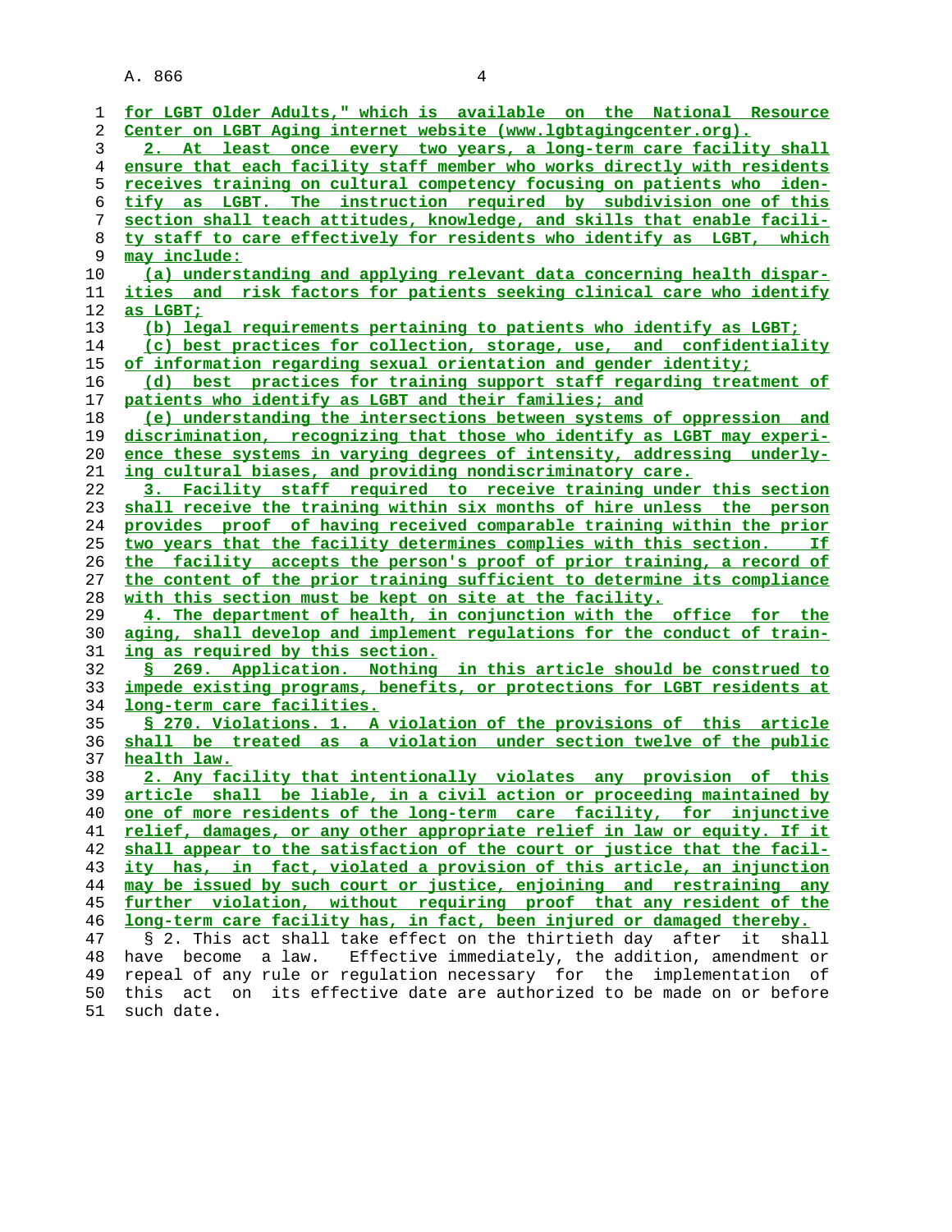for LGBT Older Adults," which is available on the National Resource Center on LGBT Aging internet website (www.lgbtagingcenter.org).

2. At least once every two years, a long-term care facility shall ensure that each facility staff member who works directly with residents receives training on cultural competency focusing on patients who identify as LGBT. The instruction required by subdivision one of this section shall teach attitudes, knowledge, and skills that enable facility staff to care effectively for residents who identify as LGBT, which may include:

(a) understanding and applying relevant data concerning health disparities and risk factors for patients seeking clinical care who identify as LGBT;

(b) legal requirements pertaining to patients who identify as LGBT;

(c) best practices for collection, storage, use, and confidentiality of information regarding sexual orientation and gender identity;

(d) best practices for training support staff regarding treatment of patients who identify as LGBT and their families; and

(e) understanding the intersections between systems of oppression and discrimination, recognizing that those who identify as LGBT may experience these systems in varying degrees of intensity, addressing underlying cultural biases, and providing nondiscriminatory care.

3. Facility staff required to receive training under this section shall receive the training within six months of hire unless the person provides proof of having received comparable training within the prior two years that the facility determines complies with this section. If the facility accepts the person's proof of prior training, a record of the content of the prior training sufficient to determine its compliance with this section must be kept on site at the facility.

4. The department of health, in conjunction with the office for the aging, shall develop and implement regulations for the conduct of training as required by this section.

§ 269. Application. Nothing in this article should be construed to impede existing programs, benefits, or protections for LGBT residents at long-term care facilities.

§ 270. Violations. 1. A violation of the provisions of this article shall be treated as a violation under section twelve of the public health law.

2. Any facility that intentionally violates any provision of this article shall be liable, in a civil action or proceeding maintained by one of more residents of the long-term care facility, for injunctive relief, damages, or any other appropriate relief in law or equity. If it shall appear to the satisfaction of the court or justice that the facility has, in fact, violated a provision of this article, an injunction may be issued by such court or justice, enjoining and restraining any further violation, without requiring proof that any resident of the long-term care facility has, in fact, been injured or damaged thereby.

§ 2. This act shall take effect on the thirtieth day after it shall have become a law. Effective immediately, the addition, amendment or repeal of any rule or regulation necessary for the implementation of this act on its effective date are authorized to be made on or before such date.